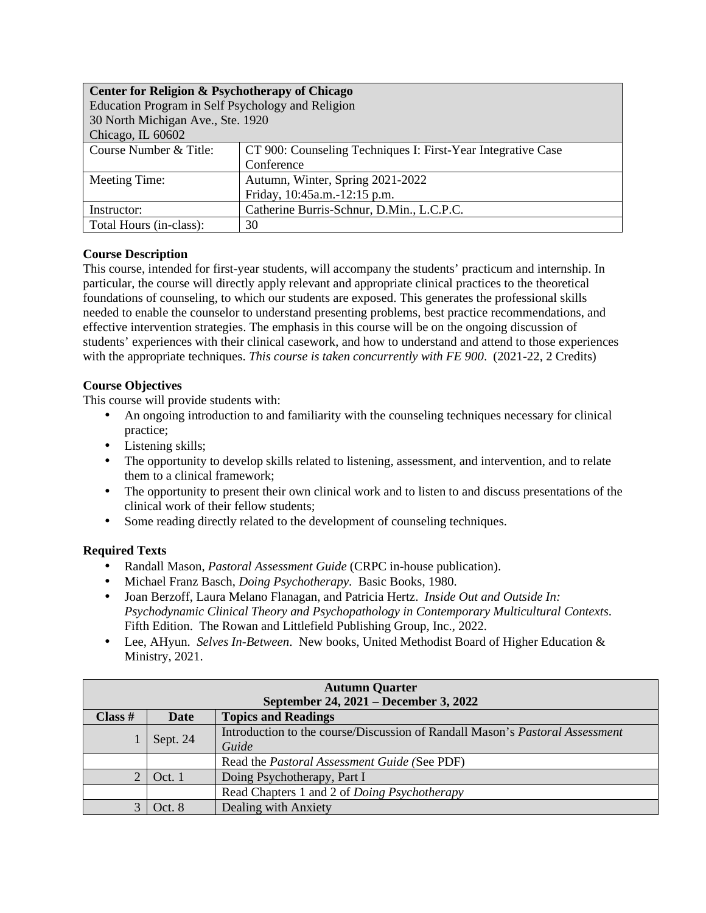| **Center for Religion & Psychotherapy of Chicago**<br>Education Program in Self Psychology and Religion<br>30 North Michigan Ave., Ste. 1920<br>Chicago, IL 60602 | |
|---|---|
| Course Number & Title: | CT 900: Counseling Techniques I: First-Year Integrative Case Conference |
| Meeting Time: | Autumn, Winter, Spring 2021-2022<br>Friday, 10:45a.m.-12:15 p.m. |
| Instructor: | Catherine Burris-Schnur, D.Min., L.C.P.C. |
| Total Hours (in-class): | 30 |

**Course Description**

This course, intended for first-year students, will accompany the students' practicum and internship. In particular, the course will directly apply relevant and appropriate clinical practices to the theoretical foundations of counseling, to which our students are exposed. This generates the professional skills needed to enable the counselor to understand presenting problems, best practice recommendations, and effective intervention strategies. The emphasis in this course will be on the ongoing discussion of students' experiences with their clinical casework, and how to understand and attend to those experiences with the appropriate techniques. *This course is taken concurrently with FE 900*. (2021-22, 2 Credits)

**Course Objectives**

This course will provide students with:

- An ongoing introduction to and familiarity with the counseling techniques necessary for clinical practice;
- Listening skills;
- The opportunity to develop skills related to listening, assessment, and intervention, and to relate them to a clinical framework;
- The opportunity to present their own clinical work and to listen to and discuss presentations of the clinical work of their fellow students;
- Some reading directly related to the development of counseling techniques.

**Required Texts**

- Randall Mason, *Pastoral Assessment Guide* (CRPC in-house publication).
- Michael Franz Basch, *Doing Psychotherapy*. Basic Books, 1980.
- Joan Berzoff, Laura Melano Flanagan, and Patricia Hertz. *Inside Out and Outside In: Psychodynamic Clinical Theory and Psychopathology in Contemporary Multicultural Contexts*. Fifth Edition. The Rowan and Littlefield Publishing Group, Inc., 2022.
- Lee, AHyun. *Selves In-Between*. New books, United Methodist Board of Higher Education & Ministry, 2021.

| **Autumn Quarter**<br>**September 24, 2021 – December 3, 2022** | | |
|---|---|---|
| **Class #** | **Date** | **Topics and Readings** |
| 1 | Sept. 24 | Introduction to the course/Discussion of Randall Mason's *Pastoral Assessment Guide* |
| | | Read the *Pastoral Assessment Guide (*See PDF) |
| 2 | Oct. 1 | Doing Psychotherapy, Part I |
| | | Read Chapters 1 and 2 of *Doing Psychotherapy* |
| 3 | Oct. 8 | Dealing with Anxiety |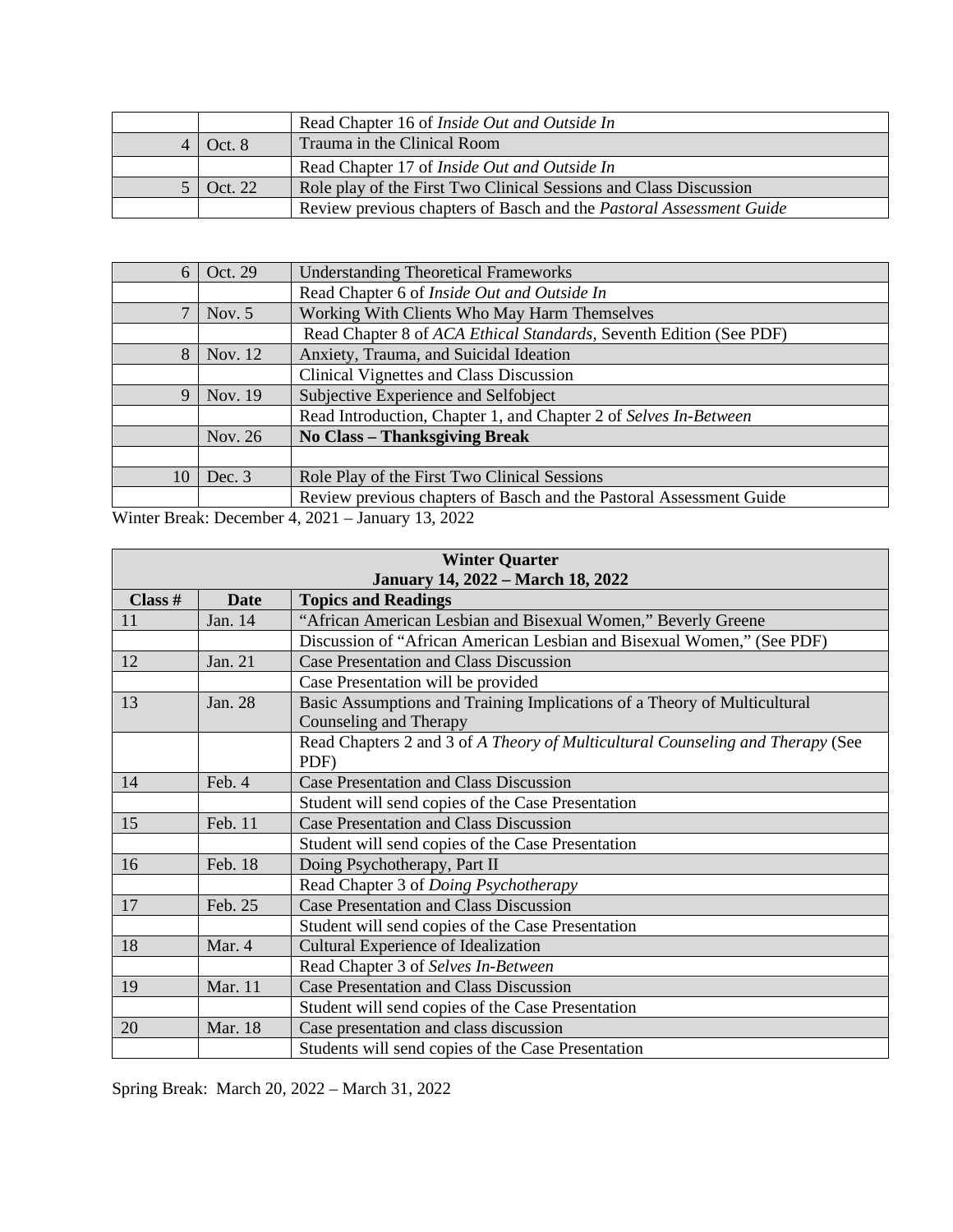| | | |
|---|---|---|
| | | Read Chapter 16 of *Inside Out and Outside In* |
| 4 | Oct. 8 | Trauma in the Clinical Room |
| | | Read Chapter 17 of *Inside Out and Outside In* |
| 5 | Oct. 22 | Role play of the First Two Clinical Sessions and Class Discussion |
| | | Review previous chapters of Basch and the *Pastoral Assessment Guide* |

| | | |
|---|---|---|
| 6 | Oct. 29 | Understanding Theoretical Frameworks |
| | | Read Chapter 6 of *Inside Out and Outside In* |
| 7 | Nov. 5 | Working With Clients Who May Harm Themselves |
| | | Read Chapter 8 of *ACA Ethical Standards*, Seventh Edition (See PDF) |
| 8 | Nov. 12 | Anxiety, Trauma, and Suicidal Ideation |
| | | Clinical Vignettes and Class Discussion |
| 9 | Nov. 19 | Subjective Experience and Selfobject |
| | | Read Introduction, Chapter 1, and Chapter 2 of *Selves In-Between* |
| | Nov. 26 | **No Class – Thanksgiving Break** |
| | | |
| 10 | Dec. 3 | Role Play of the First Two Clinical Sessions |
| | | Review previous chapters of Basch and the Pastoral Assessment Guide |

Winter Break: December 4, 2021 – January 13, 2022

| **Winter Quarter January 14, 2022 – March 18, 2022** | | |
|---|---|---|
| **Class #** | **Date** | **Topics and Readings** |
| 11 | Jan. 14 | "African American Lesbian and Bisexual Women," Beverly Greene |
| | | Discussion of "African American Lesbian and Bisexual Women," (See PDF) |
| 12 | Jan. 21 | Case Presentation and Class Discussion |
| | | Case Presentation will be provided |
| 13 | Jan. 28 | Basic Assumptions and Training Implications of a Theory of Multicultural Counseling and Therapy |
| | | Read Chapters 2 and 3 of *A Theory of Multicultural Counseling and Therapy* (See PDF) |
| 14 | Feb. 4 | Case Presentation and Class Discussion |
| | | Student will send copies of the Case Presentation |
| 15 | Feb. 11 | Case Presentation and Class Discussion |
| | | Student will send copies of the Case Presentation |
| 16 | Feb. 18 | Doing Psychotherapy, Part II |
| | | Read Chapter 3 of *Doing Psychotherapy* |
| 17 | Feb. 25 | Case Presentation and Class Discussion |
| | | Student will send copies of the Case Presentation |
| 18 | Mar. 4 | Cultural Experience of Idealization |
| | | Read Chapter 3 of *Selves In-Between* |
| 19 | Mar. 11 | Case Presentation and Class Discussion |
| | | Student will send copies of the Case Presentation |
| 20 | Mar. 18 | Case presentation and class discussion |
| | | Students will send copies of the Case Presentation |

Spring Break: March 20, 2022 – March 31, 2022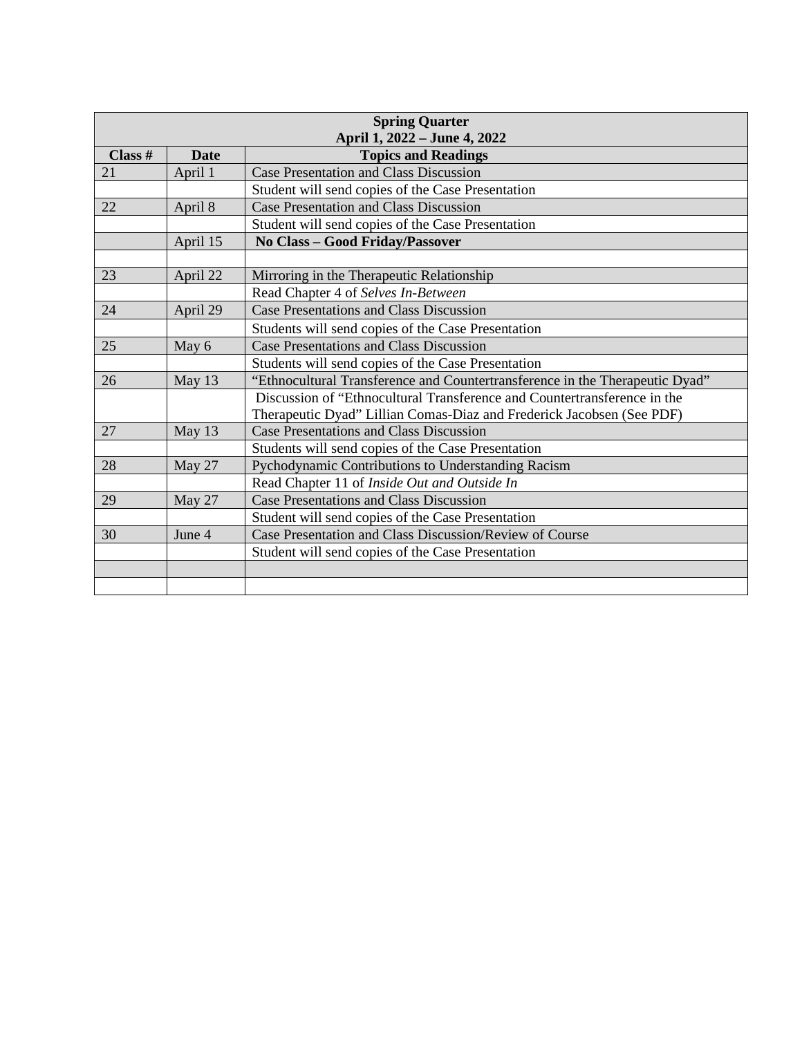| Spring Quarter<br>April 1, 2022 – June 4, 2022 | | |
|---|---|---|
| **Class #** | **Date** | **Topics and Readings** |
| 21 | April 1 | Case Presentation and Class Discussion |
| | | Student will send copies of the Case Presentation |
| 22 | April 8 | Case Presentation and Class Discussion |
| | | Student will send copies of the Case Presentation |
| | April 15 | **No Class – Good Friday/Passover** |
| | | |
| 23 | April 22 | Mirroring in the Therapeutic Relationship |
| | | Read Chapter 4 of *Selves In-Between* |
| 24 | April 29 | Case Presentations and Class Discussion |
| | | Students will send copies of the Case Presentation |
| 25 | May 6 | Case Presentations and Class Discussion |
| | | Students will send copies of the Case Presentation |
| 26 | May 13 | "Ethnocultural Transference and Countertransference in the Therapeutic Dyad" |
| | | Discussion of "Ethnocultural Transference and Countertransference in the Therapeutic Dyad" Lillian Comas-Diaz and Frederick Jacobsen (See PDF) |
| 27 | May 13 | Case Presentations and Class Discussion |
| | | Students will send copies of the Case Presentation |
| 28 | May 27 | Pychodynamic Contributions to Understanding Racism |
| | | Read Chapter 11 of *Inside Out and Outside In* |
| 29 | May 27 | Case Presentations and Class Discussion |
| | | Student will send copies of the Case Presentation |
| 30 | June 4 | Case Presentation and Class Discussion/Review of Course |
| | | Student will send copies of the Case Presentation |
| | | |
| | | |